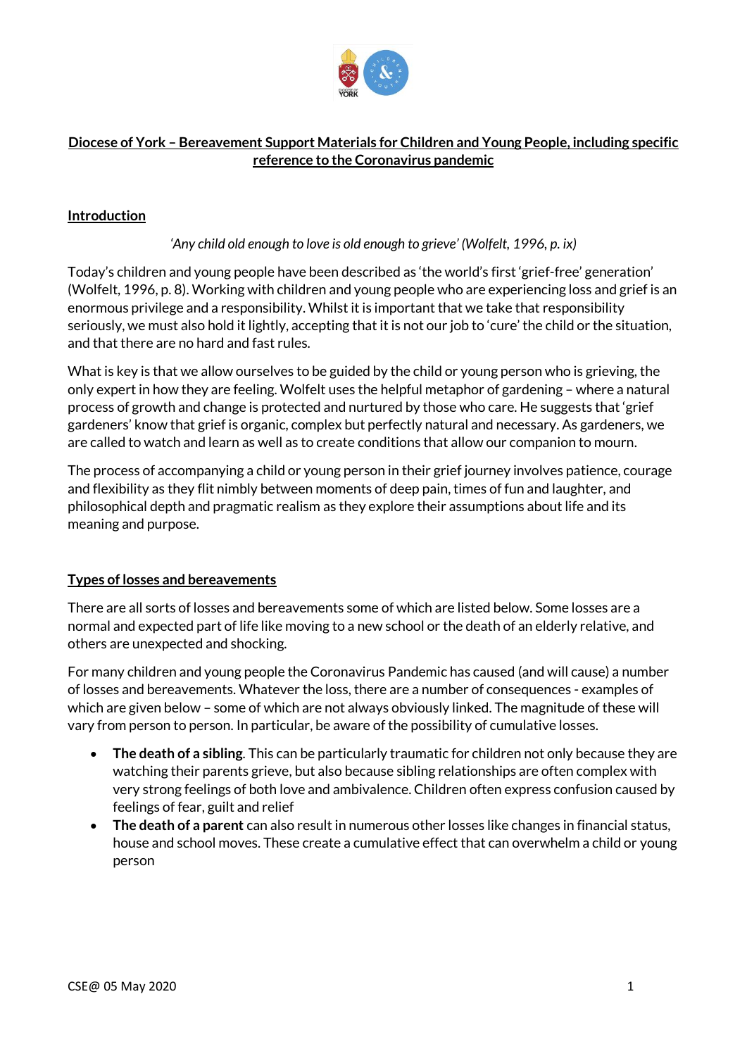# Diocese of York – Bereavement Support Materials for Children and Young People, including specific reference to the Coronavirus pandemic

## Introduction

*'Any child old enough to love is old enough to grieve' (Wolfelt, 1996, p. ix)*

Today's children and young people have been described as 'the world's first 'grief-free' generation' (Wolfelt, 1996, p. 8). Working with children and young people who are experiencing loss and grief is an enormous privilege and a responsibility. Whilst it is important that we take that responsibility seriously, we must also hold it lightly, accepting that it is not our job to 'cure' the child or the situation, and that there are no hard and fast rules.

What is key is that we allow ourselves to be guided by the child or young person who is grieving, the only expert in how they are feeling. Wolfelt uses the helpful metaphor of gardening – where a natural process of growth and change is protected and nurtured by those who care. He suggests that 'grief gardeners' know that grief is organic, complex but perfectly natural and necessary. As gardeners, we are called to watch and learn as well as to create conditions that allow our companion to mourn.

The process of accompanying a child or young person in their grief journey involves patience, courage and flexibility as they flit nimbly between moments of deep pain, times of fun and laughter, and philosophical depth and pragmatic realism as they explore their assumptions about life and its meaning and purpose.

## Types of losses and bereavements

There are all sorts of losses and bereavements some of which are listed below. Some losses are a normal and expected part of life like moving to a new school or the death of an elderly relative, and others are unexpected and shocking.

For many children and young people the Coronavirus Pandemic has caused (and will cause) a number of losses and bereavements. Whatever the loss, there are a number of consequences - examples of which are given below – some of which are not always obviously linked. The magnitude of these will vary from person to person. In particular, be aware of the possibility of cumulative losses.

- **The death of a sibling**. This can be particularly traumatic for children not only because they are watching their parents grieve, but also because sibling relationships are often complex with very strong feelings of both love and ambivalence. Children often express confusion caused by feelings of fear, guilt and relief
- **The death of a parent** can also result in numerous other losses like changes in financial status, house and school moves. These create a cumulative effect that can overwhelm a child or young person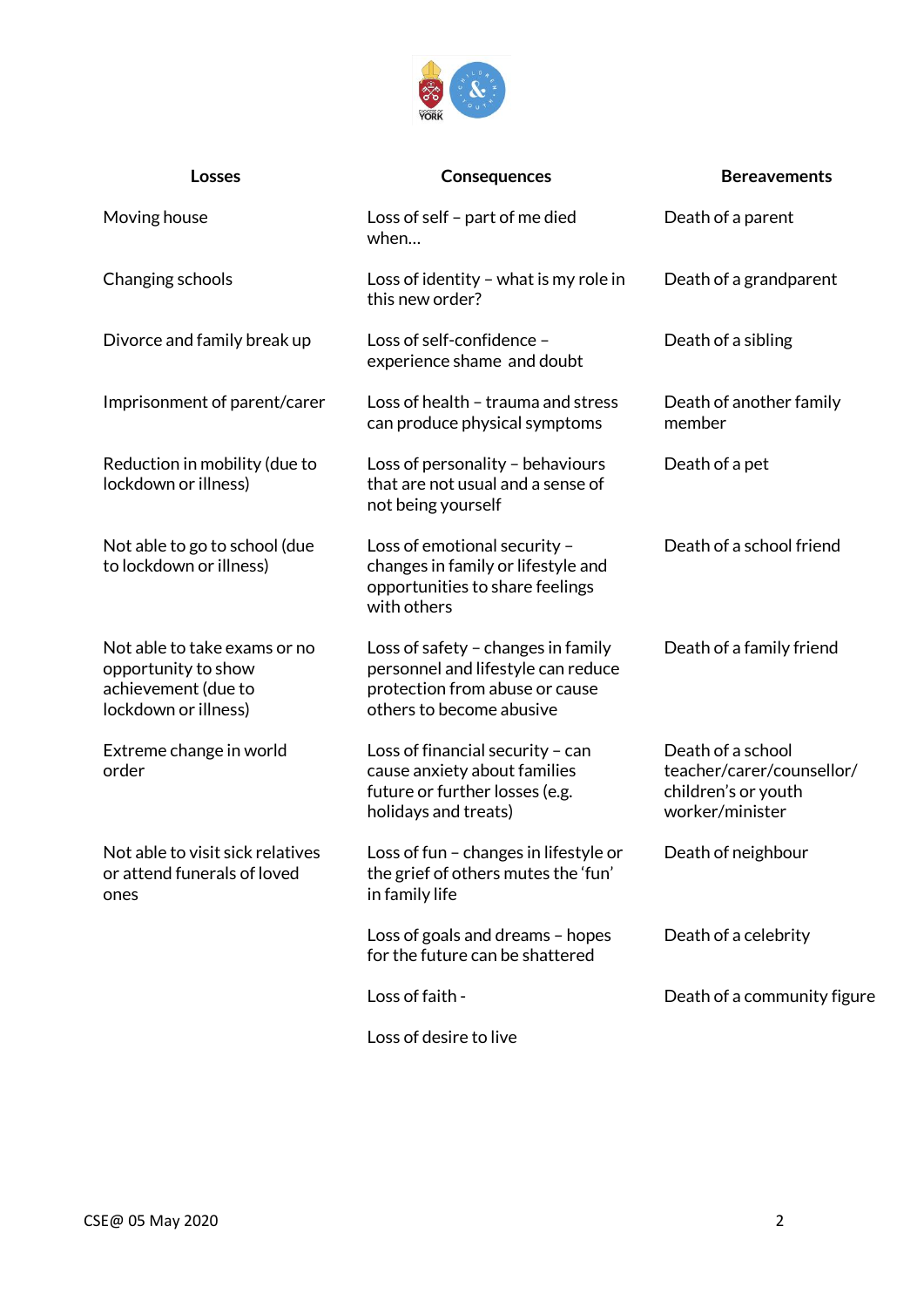| Losses | Consequences | Bereavements |
|---|---|---|
| Moving house | Loss of self – part of me died when… | Death of a parent |
| Changing schools | Loss of identity – what is my role in this new order? | Death of a grandparent |
| Divorce and family break up | Loss of self-confidence – experience shame and doubt | Death of a sibling |
| Imprisonment of parent/carer | Loss of health – trauma and stress can produce physical symptoms | Death of another family member |
| Reduction in mobility (due to lockdown or illness) | Loss of personality – behaviours that are not usual and a sense of not being yourself | Death of a pet |
| Not able to go to school (due to lockdown or illness) | Loss of emotional security – changes in family or lifestyle and opportunities to share feelings with others | Death of a school friend |
| Not able to take exams or no opportunity to show achievement (due to lockdown or illness) | Loss of safety – changes in family personnel and lifestyle can reduce protection from abuse or cause others to become abusive | Death of a family friend |
| Extreme change in world order | Loss of financial security – can cause anxiety about families future or further losses (e.g. holidays and treats) | Death of a school teacher/carer/counsellor/ children's or youth worker/minister |
| Not able to visit sick relatives or attend funerals of loved ones | Loss of fun – changes in lifestyle or the grief of others mutes the 'fun' in family life | Death of neighbour |
| | Loss of goals and dreams – hopes for the future can be shattered | Death of a celebrity |
| | Loss of faith - | Death of a community figure |
| | Loss of desire to live | |

CSE@ 05 May 2020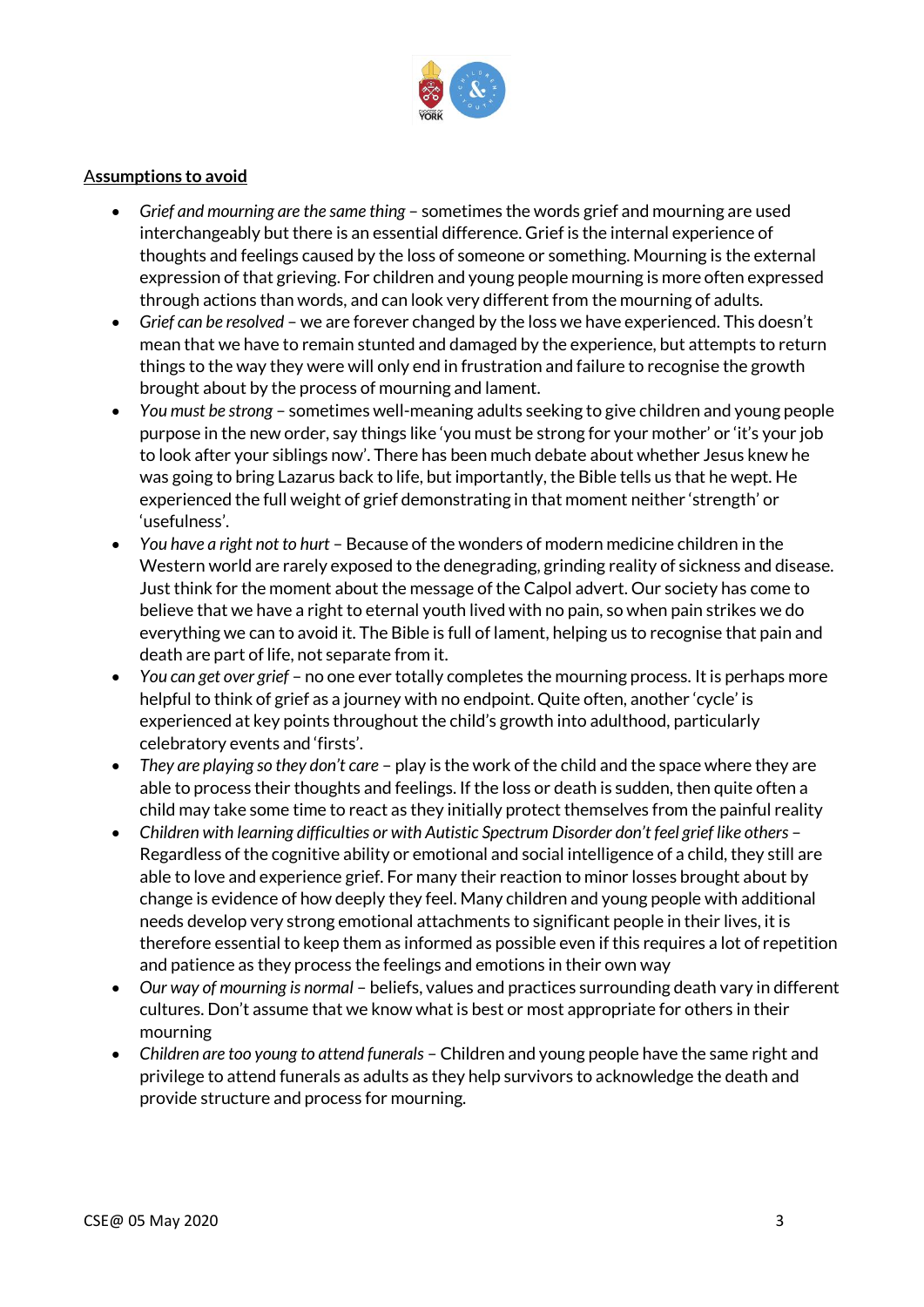<u>Assumptions to avoid</u>

- *Grief and mourning are the same thing* – sometimes the words grief and mourning are used interchangeably but there is an essential difference. Grief is the internal experience of thoughts and feelings caused by the loss of someone or something. Mourning is the external expression of that grieving. For children and young people mourning is more often expressed through actions than words, and can look very different from the mourning of adults.
- *Grief can be resolved* – we are forever changed by the loss we have experienced. This doesn't mean that we have to remain stunted and damaged by the experience, but attempts to return things to the way they were will only end in frustration and failure to recognise the growth brought about by the process of mourning and lament.
- *You must be strong* – sometimes well-meaning adults seeking to give children and young people purpose in the new order, say things like 'you must be strong for your mother' or 'it's your job to look after your siblings now'. There has been much debate about whether Jesus knew he was going to bring Lazarus back to life, but importantly, the Bible tells us that he wept. He experienced the full weight of grief demonstrating in that moment neither 'strength' or 'usefulness'.
- *You have a right not to hurt* – Because of the wonders of modern medicine children in the Western world are rarely exposed to the denegrading, grinding reality of sickness and disease. Just think for the moment about the message of the Calpol advert. Our society has come to believe that we have a right to eternal youth lived with no pain, so when pain strikes we do everything we can to avoid it. The Bible is full of lament, helping us to recognise that pain and death are part of life, not separate from it.
- *You can get over grief* – no one ever totally completes the mourning process. It is perhaps more helpful to think of grief as a journey with no endpoint. Quite often, another 'cycle' is experienced at key points throughout the child's growth into adulthood, particularly celebratory events and 'firsts'.
- *They are playing so they don't care* – play is the work of the child and the space where they are able to process their thoughts and feelings. If the loss or death is sudden, then quite often a child may take some time to react as they initially protect themselves from the painful reality
- *Children with learning difficulties or with Autistic Spectrum Disorder don't feel grief like others* – Regardless of the cognitive ability or emotional and social intelligence of a child, they still are able to love and experience grief. For many their reaction to minor losses brought about by change is evidence of how deeply they feel. Many children and young people with additional needs develop very strong emotional attachments to significant people in their lives, it is therefore essential to keep them as informed as possible even if this requires a lot of repetition and patience as they process the feelings and emotions in their own way
- *Our way of mourning is normal* – beliefs, values and practices surrounding death vary in different cultures. Don't assume that we know what is best or most appropriate for others in their mourning
- *Children are too young to attend funerals* – Children and young people have the same right and privilege to attend funerals as adults as they help survivors to acknowledge the death and provide structure and process for mourning.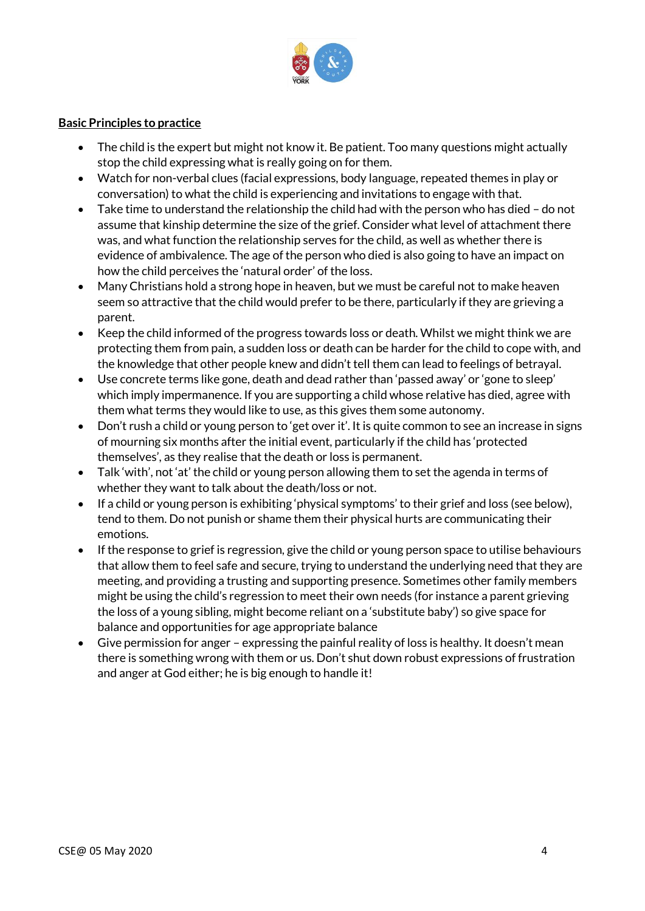**Basic Principles to practice**

- The child is the expert but might not know it. Be patient. Too many questions might actually stop the child expressing what is really going on for them.
- Watch for non-verbal clues (facial expressions, body language, repeated themes in play or conversation) to what the child is experiencing and invitations to engage with that.
- Take time to understand the relationship the child had with the person who has died – do not assume that kinship determine the size of the grief. Consider what level of attachment there was, and what function the relationship serves for the child, as well as whether there is evidence of ambivalence. The age of the person who died is also going to have an impact on how the child perceives the 'natural order' of the loss.
- Many Christians hold a strong hope in heaven, but we must be careful not to make heaven seem so attractive that the child would prefer to be there, particularly if they are grieving a parent.
- Keep the child informed of the progress towards loss or death. Whilst we might think we are protecting them from pain, a sudden loss or death can be harder for the child to cope with, and the knowledge that other people knew and didn't tell them can lead to feelings of betrayal.
- Use concrete terms like gone, death and dead rather than 'passed away' or 'gone to sleep' which imply impermanence. If you are supporting a child whose relative has died, agree with them what terms they would like to use, as this gives them some autonomy.
- Don't rush a child or young person to 'get over it'. It is quite common to see an increase in signs of mourning six months after the initial event, particularly if the child has 'protected themselves', as they realise that the death or loss is permanent.
- Talk 'with', not 'at' the child or young person allowing them to set the agenda in terms of whether they want to talk about the death/loss or not.
- If a child or young person is exhibiting 'physical symptoms' to their grief and loss (see below), tend to them. Do not punish or shame them their physical hurts are communicating their emotions.
- If the response to grief is regression, give the child or young person space to utilise behaviours that allow them to feel safe and secure, trying to understand the underlying need that they are meeting, and providing a trusting and supporting presence. Sometimes other family members might be using the child's regression to meet their own needs (for instance a parent grieving the loss of a young sibling, might become reliant on a 'substitute baby') so give space for balance and opportunities for age appropriate balance
- Give permission for anger – expressing the painful reality of loss is healthy. It doesn't mean there is something wrong with them or us. Don't shut down robust expressions of frustration and anger at God either; he is big enough to handle it!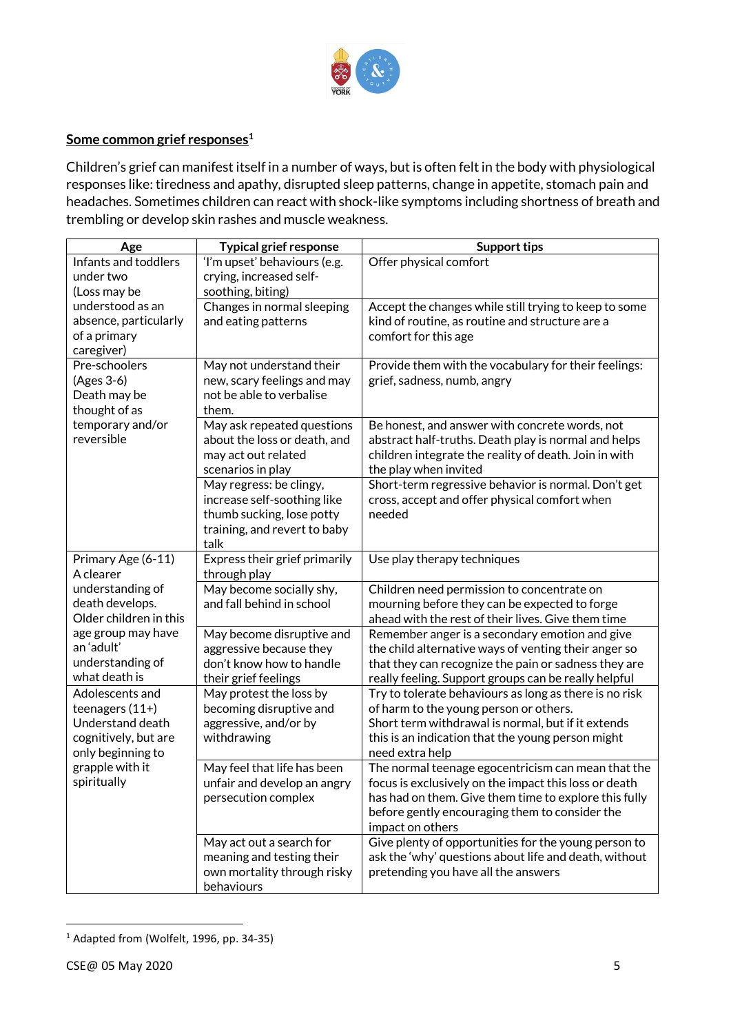**Some common grief responses**[1]

Children's grief can manifest itself in a number of ways, but is often felt in the body with physiological responses like: tiredness and apathy, disrupted sleep patterns, change in appetite, stomach pain and headaches. Sometimes children can react with shock-like symptoms including shortness of breath and trembling or develop skin rashes and muscle weakness.

| Age | Typical grief response | Support tips |
|---|---|---|
| Infants and toddlers under two (Loss may be understood as an absence, particularly of a primary caregiver) | 'I'm upset' behaviours (e.g. crying, increased self-soothing, biting) | Offer physical comfort |
| | Changes in normal sleeping and eating patterns | Accept the changes while still trying to keep to some kind of routine, as routine and structure are a comfort for this age |
| Pre-schoolers (Ages 3-6) Death may be thought of as temporary and/or reversible | May not understand their new, scary feelings and may not be able to verbalise them. | Provide them with the vocabulary for their feelings: grief, sadness, numb, angry |
| | May ask repeated questions about the loss or death, and may act out related scenarios in play | Be honest, and answer with concrete words, not abstract half-truths. Death play is normal and helps children integrate the reality of death. Join in with the play when invited |
| | May regress: be clingy, increase self-soothing like thumb sucking, lose potty training, and revert to baby talk | Short-term regressive behavior is normal. Don't get cross, accept and offer physical comfort when needed |
| Primary Age (6-11) A clearer understanding of death develops. Older children in this age group may have an 'adult' understanding of what death is | Express their grief primarily through play | Use play therapy techniques |
| | May become socially shy, and fall behind in school | Children need permission to concentrate on mourning before they can be expected to forge ahead with the rest of their lives. Give them time |
| | May become disruptive and aggressive because they don't know how to handle their grief feelings | Remember anger is a secondary emotion and give the child alternative ways of venting their anger so that they can recognize the pain or sadness they are really feeling. Support groups can be really helpful |
| Adolescents and teenagers (11+) Understand death cognitively, but are only beginning to grapple with it spiritually | May protest the loss by becoming disruptive and aggressive, and/or by withdrawing | Try to tolerate behaviours as long as there is no risk of harm to the young person or others. Short term withdrawal is normal, but if it extends this is an indication that the young person might need extra help |
| | May feel that life has been unfair and develop an angry persecution complex | The normal teenage egocentricism can mean that the focus is exclusively on the impact this loss or death has had on them. Give them time to explore this fully before gently encouraging them to consider the impact on others |
| | May act out a search for meaning and testing their own mortality through risky behaviours | Give plenty of opportunities for the young person to ask the 'why' questions about life and death, without pretending you have all the answers |

[1] Adapted from (Wolfelt, 1996, pp. 34-35)

CSE@ 05 May 2020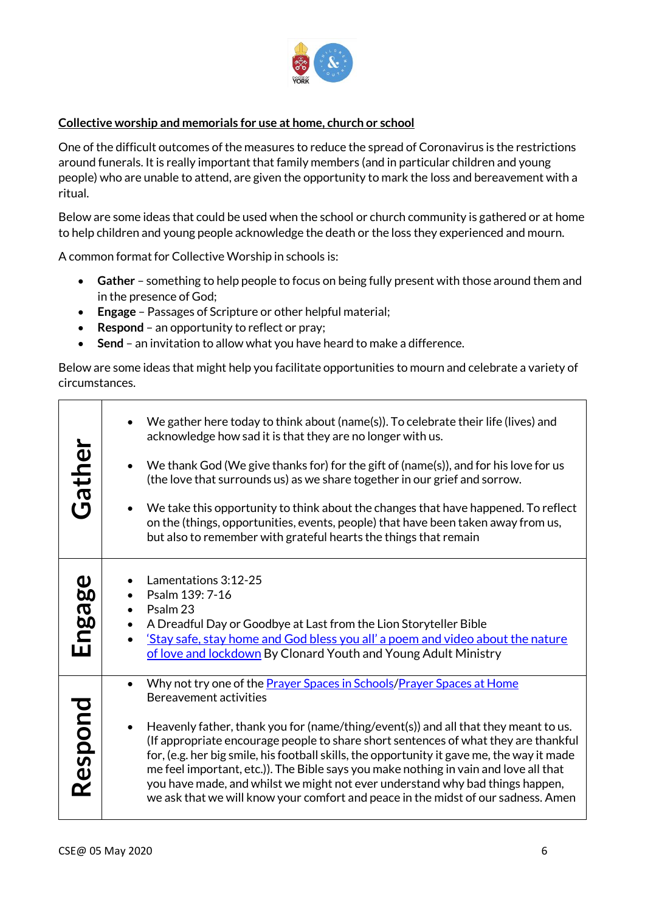**Collective worship and memorials for use at home, church or school**

One of the difficult outcomes of the measures to reduce the spread of Coronavirus is the restrictions around funerals. It is really important that family members (and in particular children and young people) who are unable to attend, are given the opportunity to mark the loss and bereavement with a ritual.

Below are some ideas that could be used when the school or church community is gathered or at home to help children and young people acknowledge the death or the loss they experienced and mourn.

A common format for Collective Worship in schools is:

- **Gather** – something to help people to focus on being fully present with those around them and in the presence of God;
- **Engage** – Passages of Scripture or other helpful material;
- **Respond** – an opportunity to reflect or pray;
- **Send** – an invitation to allow what you have heard to make a difference.

Below are some ideas that might help you facilitate opportunities to mourn and celebrate a variety of circumstances.

| | |
|---|---|
| **Gather** | • We gather here today to think about (name(s)). To celebrate their life (lives) and acknowledge how sad it is that they are no longer with us.<br><br>• We thank God (We give thanks for) for the gift of (name(s)), and for his love for us (the love that surrounds us) as we share together in our grief and sorrow.<br><br>• We take this opportunity to think about the changes that have happened. To reflect on the (things, opportunities, events, people) that have been taken away from us, but also to remember with grateful hearts the things that remain |
| **Engage** | • Lamentations 3:12-25<br>• Psalm 139: 7-16<br>• Psalm 23<br>• A Dreadful Day or Goodbye at Last from the Lion Storyteller Bible<br>• 'Stay safe, stay home and God bless you all' a poem and video about the nature of love and lockdown By Clonard Youth and Young Adult Ministry |
| **Respond** | • Why not try one of the Prayer Spaces in Schools/Prayer Spaces at Home Bereavement activities<br><br>• Heavenly father, thank you for (name/thing/event(s)) and all that they meant to us. (If appropriate encourage people to share short sentences of what they are thankful for, (e.g. her big smile, his football skills, the opportunity it gave me, the way it made me feel important, etc.)). The Bible says you make nothing in vain and love all that you have made, and whilst we might not ever understand why bad things happen, we ask that we will know your comfort and peace in the midst of our sadness. Amen |

CSE@ 05 May 2020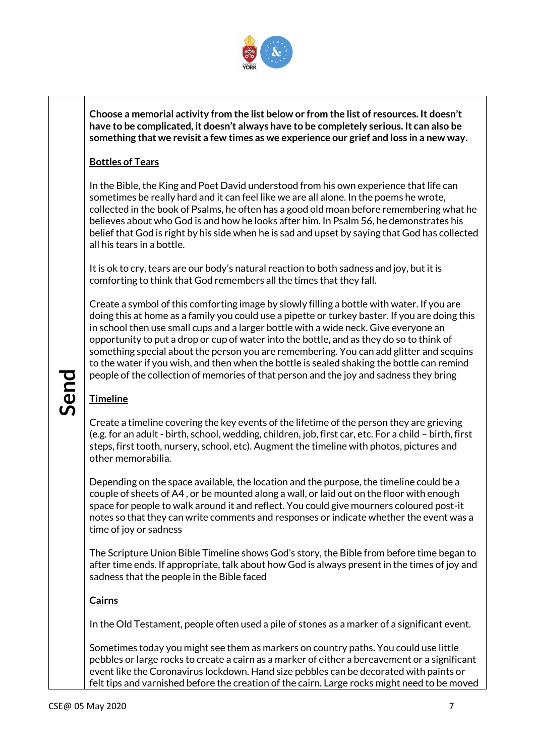**Send**

**Choose a memorial activity from the list below or from the list of resources. It doesn't have to be complicated, it doesn't always have to be completely serious. It can also be something that we revisit a few times as we experience our grief and loss in a new way.**

**Bottles of Tears**

In the Bible, the King and Poet David understood from his own experience that life can sometimes be really hard and it can feel like we are all alone. In the poems he wrote, collected in the book of Psalms, he often has a good old moan before remembering what he believes about who God is and how he looks after him. In Psalm 56, he demonstrates his belief that God is right by his side when he is sad and upset by saying that God has collected all his tears in a bottle.

It is ok to cry, tears are our body's natural reaction to both sadness and joy, but it is comforting to think that God remembers all the times that they fall.

Create a symbol of this comforting image by slowly filling a bottle with water. If you are doing this at home as a family you could use a pipette or turkey baster. If you are doing this in school then use small cups and a larger bottle with a wide neck. Give everyone an opportunity to put a drop or cup of water into the bottle, and as they do so to think of something special about the person you are remembering. You can add glitter and sequins to the water if you wish, and then when the bottle is sealed shaking the bottle can remind people of the collection of memories of that person and the joy and sadness they bring

**Timeline**

Create a timeline covering the key events of the lifetime of the person they are grieving (e.g. for an adult - birth, school, wedding, children, job, first car, etc. For a child – birth, first steps, first tooth, nursery, school, etc). Augment the timeline with photos, pictures and other memorabilia.

Depending on the space available, the location and the purpose, the timeline could be a couple of sheets of A4 , or be mounted along a wall, or laid out on the floor with enough space for people to walk around it and reflect. You could give mourners coloured post-it notes so that they can write comments and responses or indicate whether the event was a time of joy or sadness

The Scripture Union Bible Timeline shows God's story, the Bible from before time began to after time ends. If appropriate, talk about how God is always present in the times of joy and sadness that the people in the Bible faced

**Cairns**

In the Old Testament, people often used a pile of stones as a marker of a significant event.

Sometimes today you might see them as markers on country paths. You could use little pebbles or large rocks to create a cairn as a marker of either a bereavement or a significant event like the Coronavirus lockdown. Hand size pebbles can be decorated with paints or felt tips and varnished before the creation of the cairn. Large rocks might need to be moved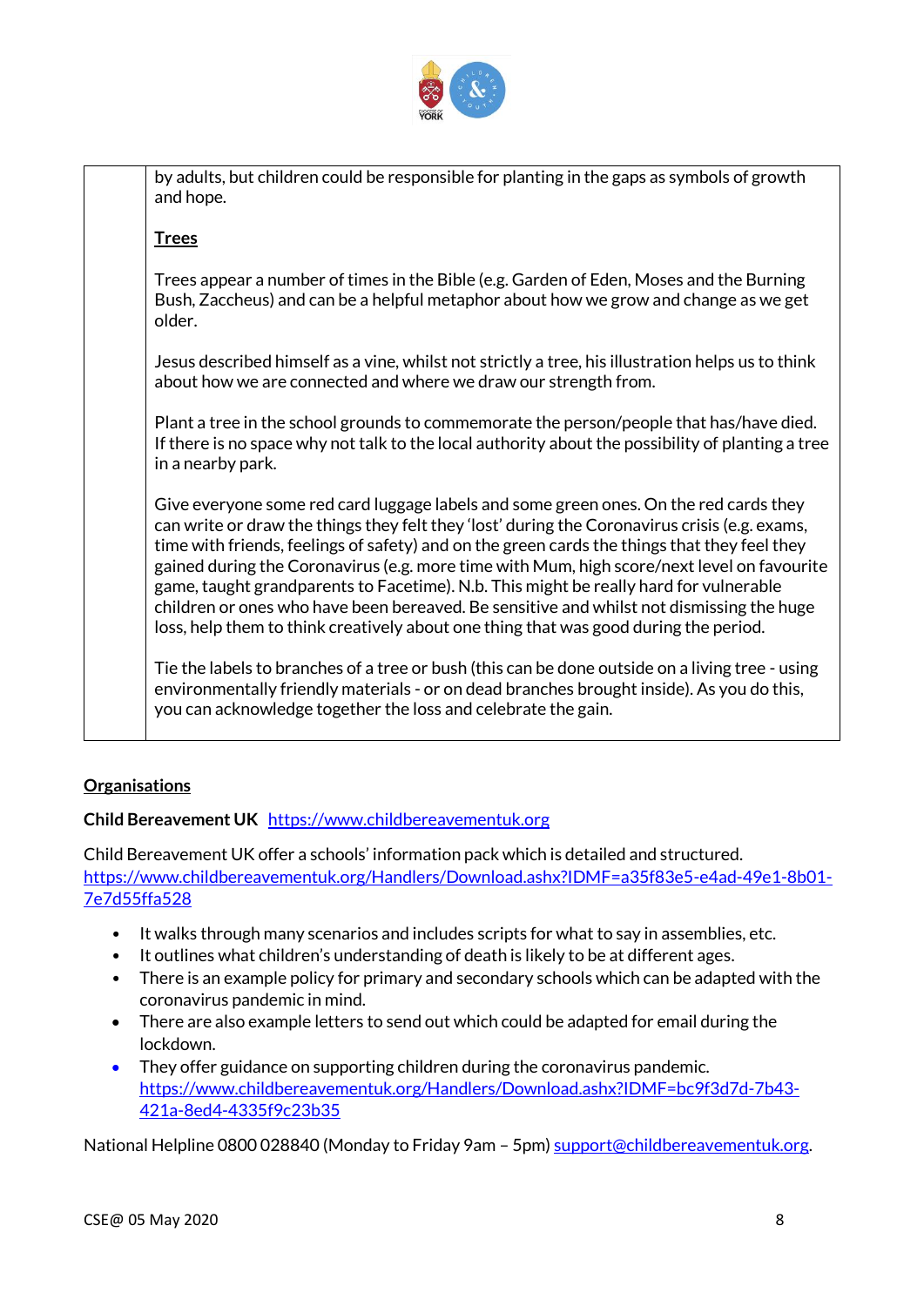| | by adults, but children could be responsible for planting in the gaps as symbols of growth and hope.<br><br>**<u>Trees</u>**<br><br>Trees appear a number of times in the Bible (e.g. Garden of Eden, Moses and the Burning Bush, Zaccheus) and can be a helpful metaphor about how we grow and change as we get older.<br><br>Jesus described himself as a vine, whilst not strictly a tree, his illustration helps us to think about how we are connected and where we draw our strength from.<br><br>Plant a tree in the school grounds to commemorate the person/people that has/have died. If there is no space why not talk to the local authority about the possibility of planting a tree in a nearby park.<br><br>Give everyone some red card luggage labels and some green ones. On the red cards they can write or draw the things they felt they 'lost' during the Coronavirus crisis (e.g. exams, time with friends, feelings of safety) and on the green cards the things that they feel they gained during the Coronavirus (e.g. more time with Mum, high score/next level on favourite game, taught grandparents to Facetime). N.b. This might be really hard for vulnerable children or ones who have been bereaved. Be sensitive and whilst not dismissing the huge loss, help them to think creatively about one thing that was good during the period.<br><br>Tie the labels to branches of a tree or bush (this can be done outside on a living tree - using environmentally friendly materials - or on dead branches brought inside). As you do this, you can acknowledge together the loss and celebrate the gain. |
|---|---|

## <u>Organisations</u>

**Child Bereavement UK** https://www.childbereavementuk.org

Child Bereavement UK offer a schools' information pack which is detailed and structured. https://www.childbereavementuk.org/Handlers/Download.ashx?IDMF=a35f83e5-e4ad-49e1-8b01-7e7d55ffa528

- It walks through many scenarios and includes scripts for what to say in assemblies, etc.
- It outlines what children's understanding of death is likely to be at different ages.
- There is an example policy for primary and secondary schools which can be adapted with the coronavirus pandemic in mind.
- There are also example letters to send out which could be adapted for email during the lockdown.
- They offer guidance on supporting children during the coronavirus pandemic. https://www.childbereavementuk.org/Handlers/Download.ashx?IDMF=bc9f3d7d-7b43-421a-8ed4-4335f9c23b35

National Helpline 0800 028840 (Monday to Friday 9am – 5pm) support@childbereavementuk.org.

CSE@ 05 May 2020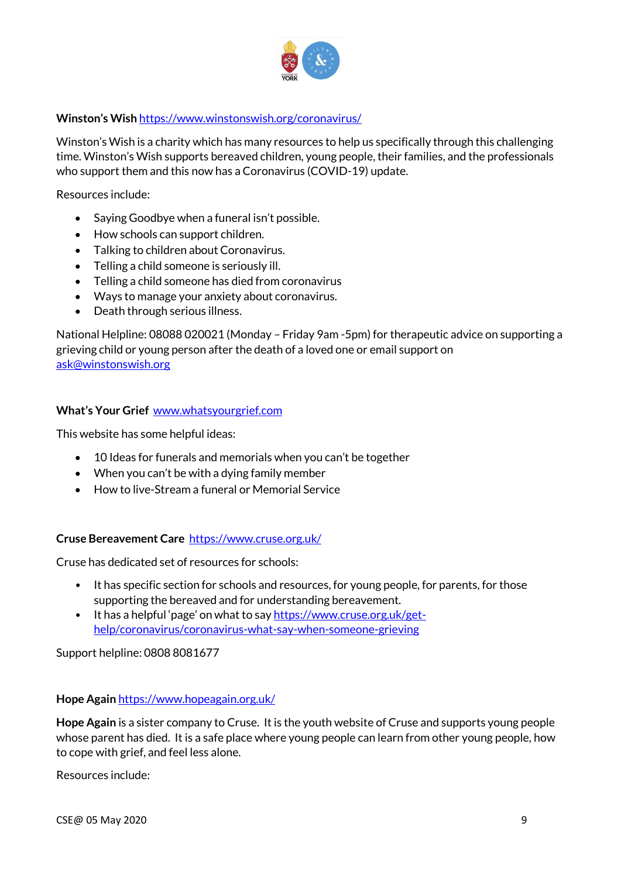**Winston's Wish** https://www.winstonswish.org/coronavirus/

Winston's Wish is a charity which has many resources to help us specifically through this challenging time. Winston's Wish supports bereaved children, young people, their families, and the professionals who support them and this now has a Coronavirus (COVID-19) update.

Resources include:

- Saying Goodbye when a funeral isn't possible.
- How schools can support children.
- Talking to children about Coronavirus.
- Telling a child someone is seriously ill.
- Telling a child someone has died from coronavirus
- Ways to manage your anxiety about coronavirus.
- Death through serious illness.

National Helpline: 08088 020021 (Monday – Friday 9am -5pm) for therapeutic advice on supporting a grieving child or young person after the death of a loved one or email support on ask@winstonswish.org

**What's Your Grief** www.whatsyourgrief.com

This website has some helpful ideas:

- 10 Ideas for funerals and memorials when you can't be together
- When you can't be with a dying family member
- How to live-Stream a funeral or Memorial Service

**Cruse Bereavement Care** https://www.cruse.org.uk/

Cruse has dedicated set of resources for schools:

- It has specific section for schools and resources, for young people, for parents, for those supporting the bereaved and for understanding bereavement.
- It has a helpful 'page' on what to say https://www.cruse.org.uk/get-help/coronavirus/coronavirus-what-say-when-someone-grieving

Support helpline: 0808 8081677

**Hope Again** https://www.hopeagain.org.uk/

**Hope Again** is a sister company to Cruse. It is the youth website of Cruse and supports young people whose parent has died. It is a safe place where young people can learn from other young people, how to cope with grief, and feel less alone.

Resources include: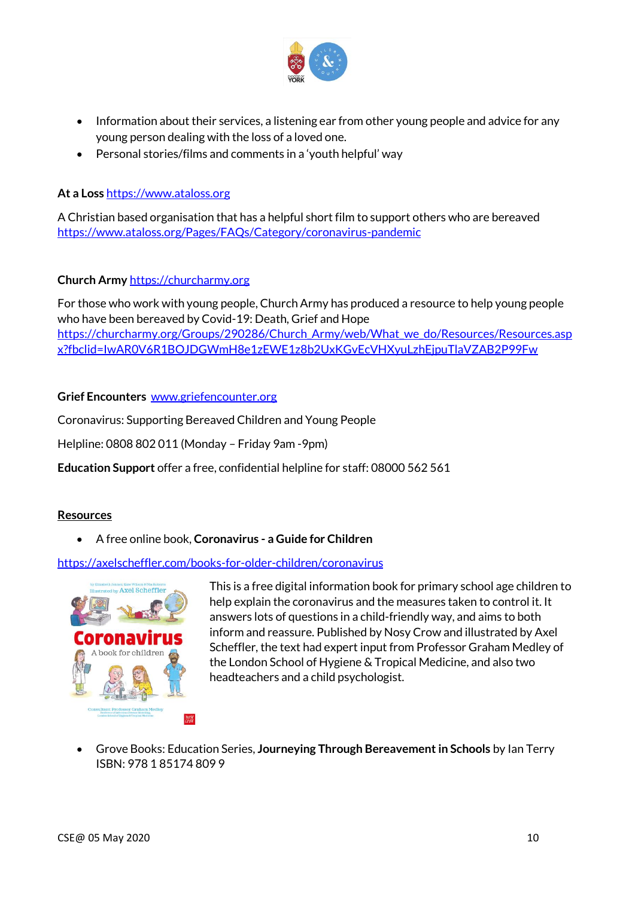- Information about their services, a listening ear from other young people and advice for any young person dealing with the loss of a loved one.
- Personal stories/films and comments in a 'youth helpful' way

**At a Loss** https://www.ataloss.org

A Christian based organisation that has a helpful short film to support others who are bereaved https://www.ataloss.org/Pages/FAQs/Category/coronavirus-pandemic

**Church Army** https://churcharmy.org

For those who work with young people, Church Army has produced a resource to help young people who have been bereaved by Covid-19: Death, Grief and Hope https://churcharmy.org/Groups/290286/Church_Army/web/What_we_do/Resources/Resources.aspx?fbclid=IwAR0V6R1BOJDGWmH8e1zEWE1z8b2UxKGvEcVHXyuLzhEjpuTlaVZAB2P99Fw

**Grief Encounters** www.griefencounter.org

Coronavirus: Supporting Bereaved Children and Young People

Helpline: 0808 802 011 (Monday – Friday 9am -9pm)

**Education Support** offer a free, confidential helpline for staff: 08000 562 561

**Resources**

- A free online book, **Coronavirus - a Guide for Children**

https://axelscheffler.com/books-for-older-children/coronavirus

This is a free digital information book for primary school age children to help explain the coronavirus and the measures taken to control it. It answers lots of questions in a child-friendly way, and aims to both inform and reassure. Published by Nosy Crow and illustrated by Axel Scheffler, the text had expert input from Professor Graham Medley of the London School of Hygiene & Tropical Medicine, and also two headteachers and a child psychologist.

- Grove Books: Education Series, **Journeying Through Bereavement in Schools** by Ian Terry ISBN: 978 1 85174 809 9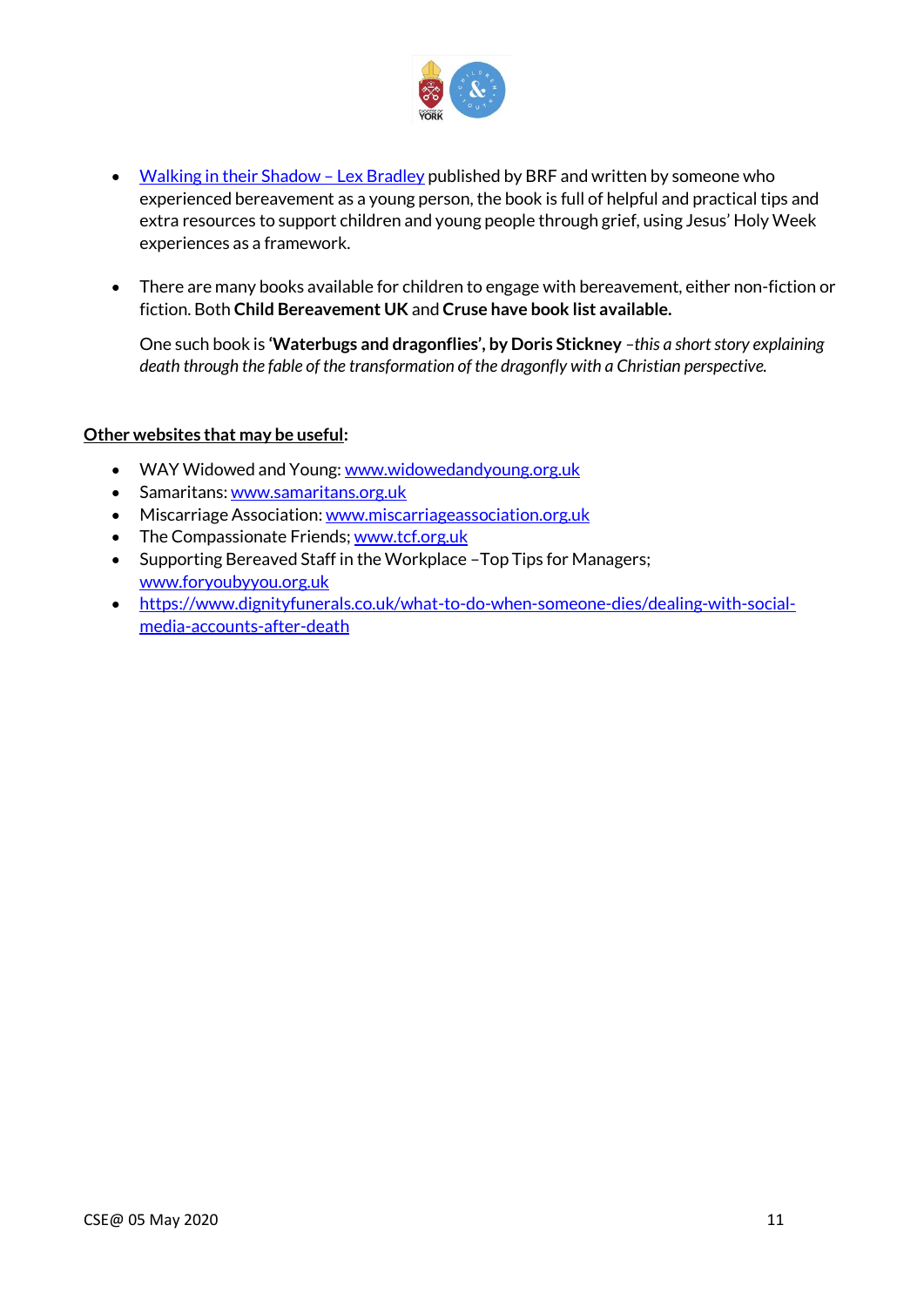- Walking in their Shadow – Lex Bradley published by BRF and written by someone who experienced bereavement as a young person, the book is full of helpful and practical tips and extra resources to support children and young people through grief, using Jesus' Holy Week experiences as a framework.

- There are many books available for children to engage with bereavement, either non-fiction or fiction. Both **Child Bereavement UK** and **Cruse have book list available.**

  One such book is **'Waterbugs and dragonflies', by Doris Stickney** –*this a short story explaining death through the fable of the transformation of the dragonfly with a Christian perspective.*

**Other websites that may be useful:**

- WAY Widowed and Young: www.widowedandyoung.org.uk
- Samaritans: www.samaritans.org.uk
- Miscarriage Association: www.miscarriageassociation.org.uk
- The Compassionate Friends; www.tcf.org.uk
- Supporting Bereaved Staff in the Workplace –Top Tips for Managers; www.foryoubyyou.org.uk
- https://www.dignityfunerals.co.uk/what-to-do-when-someone-dies/dealing-with-social-media-accounts-after-death

CSE@ 05 May 2020